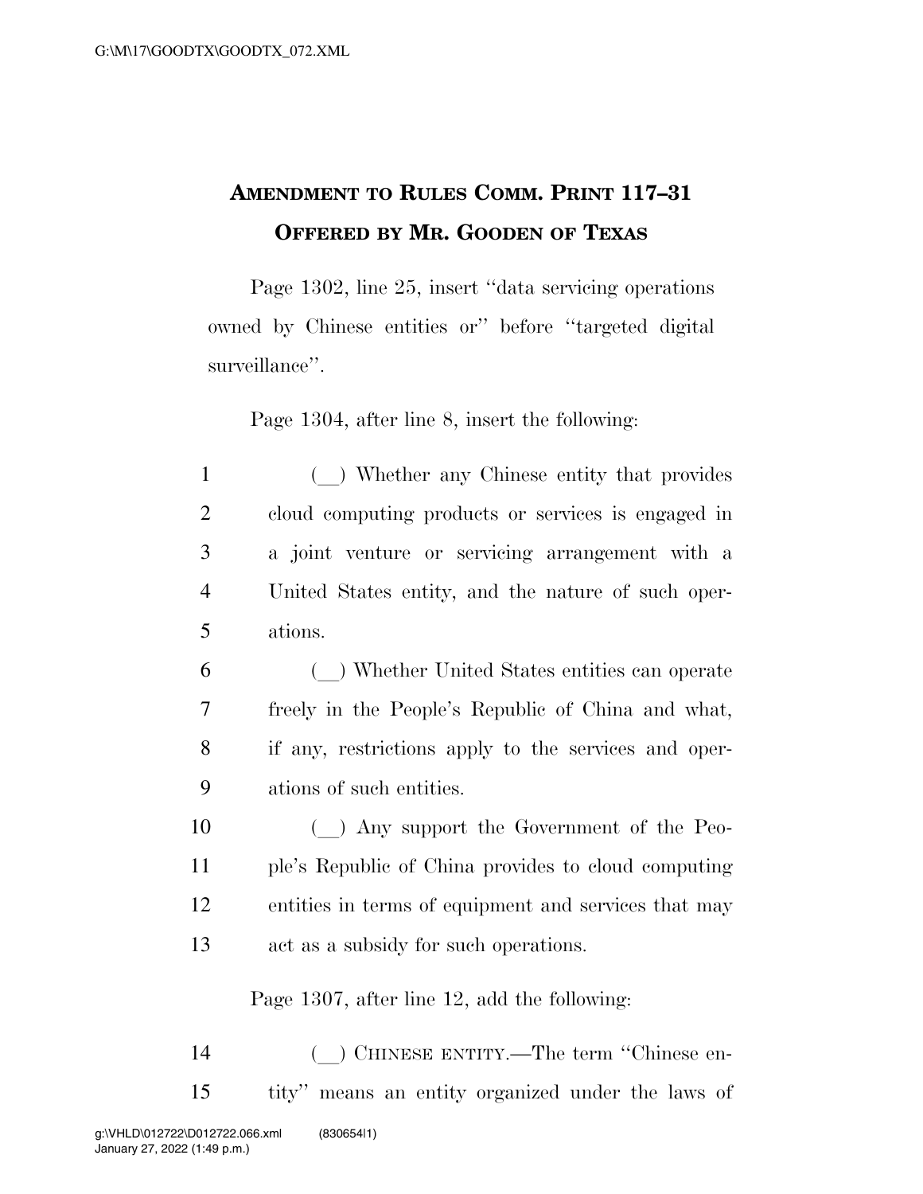# AMENDMENT TO RULES COMM. PRINT 117–31
## OFFERED BY MR. GOODEN OF TEXAS

Page 1302, line 25, insert ‘‘data servicing operations owned by Chinese entities or’’ before ‘‘targeted digital surveillance’’.

Page 1304, after line 8, insert the following:

1 (__) Whether any Chinese entity that provides
2 cloud computing products or services is engaged in
3 a joint venture or servicing arrangement with a
4 United States entity, and the nature of such oper-
5 ations.
6 (__) Whether United States entities can operate
7 freely in the People’s Republic of China and what,
8 if any, restrictions apply to the services and oper-
9 ations of such entities.
10 (__) Any support the Government of the Peo-
11 ple’s Republic of China provides to cloud computing
12 entities in terms of equipment and services that may
13 act as a subsidy for such operations.

Page 1307, after line 12, add the following:

14 (__) CHINESE ENTITY.—The term ‘‘Chinese en-
15 tity’’ means an entity organized under the laws of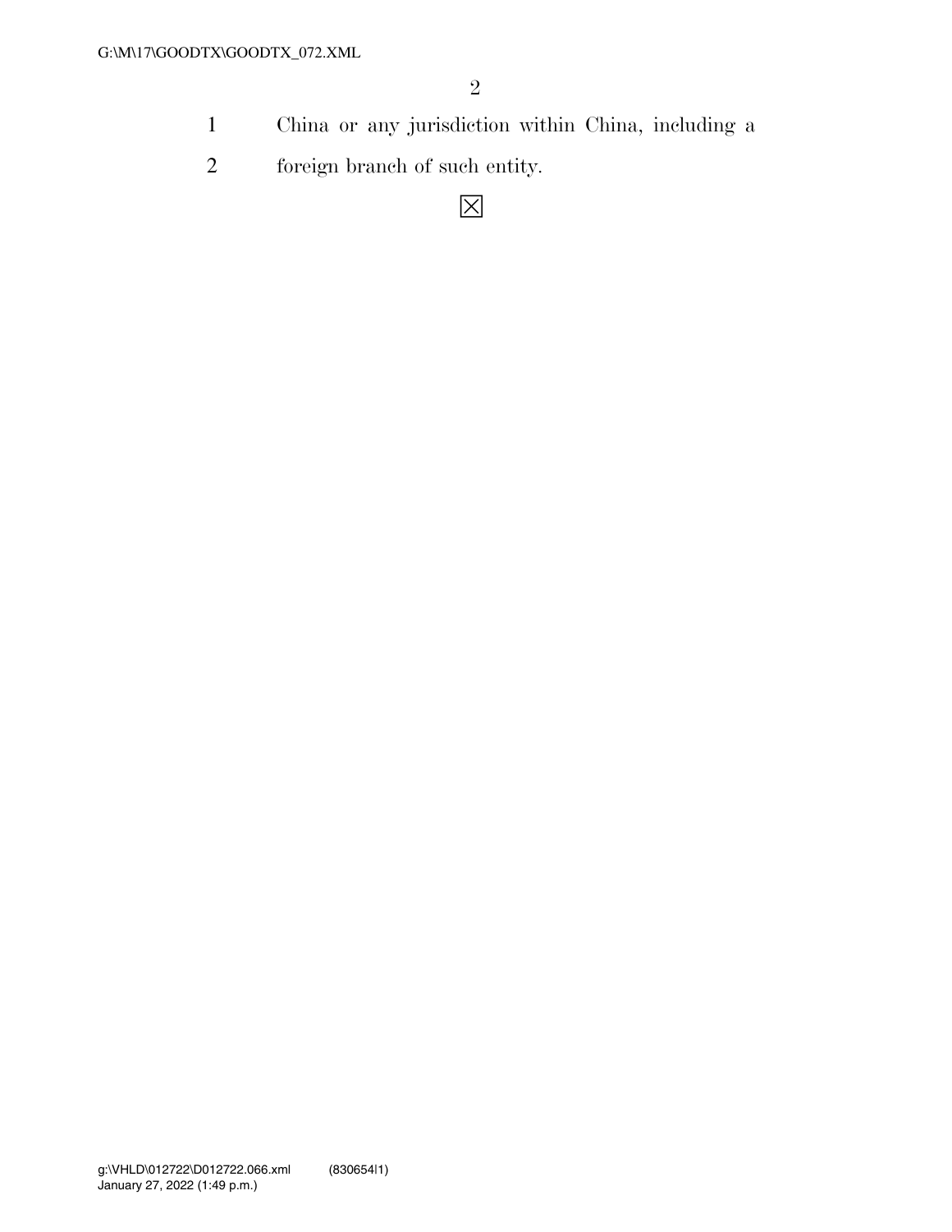China or any jurisdiction within China, including a foreign branch of such entity.

☒